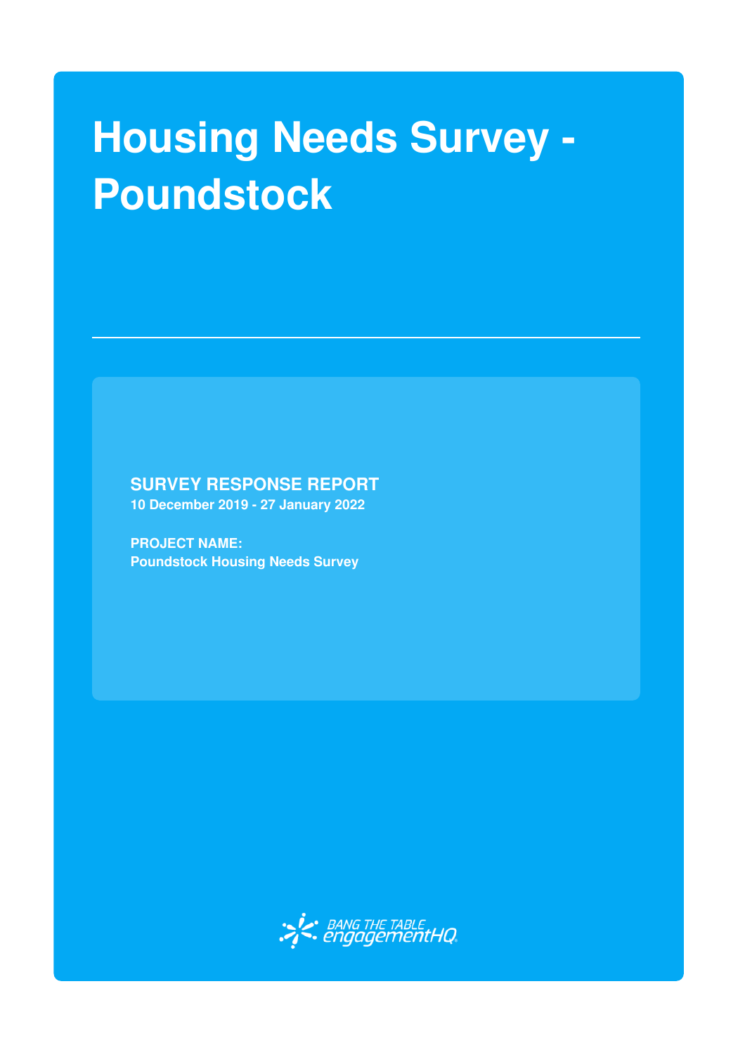# Housing Needs Survey - Poundstock

**SURVEY RESPONSE REPORT**

**10 December 2019 - 27 January 2022**

**PROJECT NAME:**

**Poundstock Housing Needs Survey**

BANG THE TABLE engagementHQ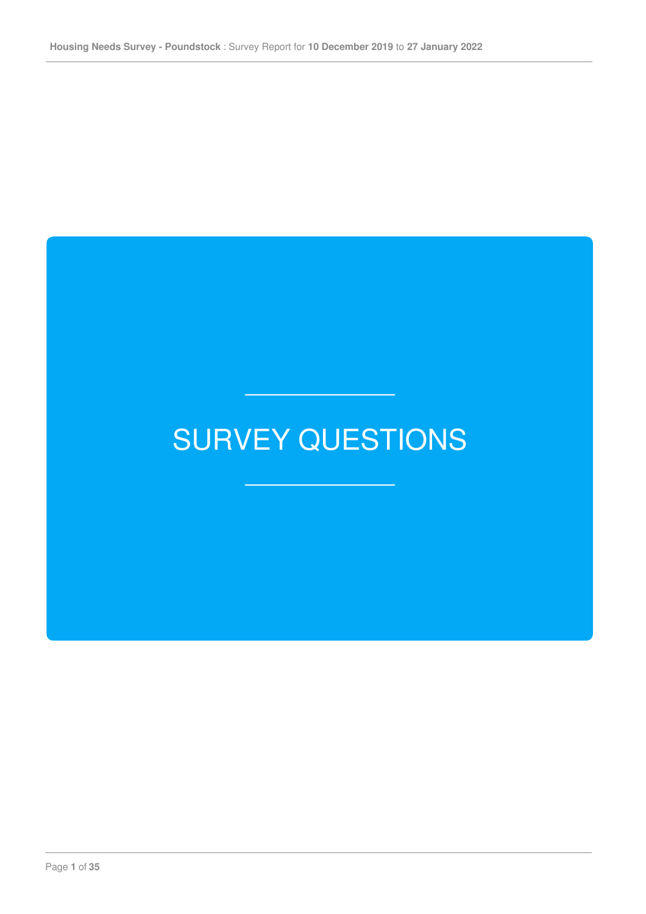# SURVEY QUESTIONS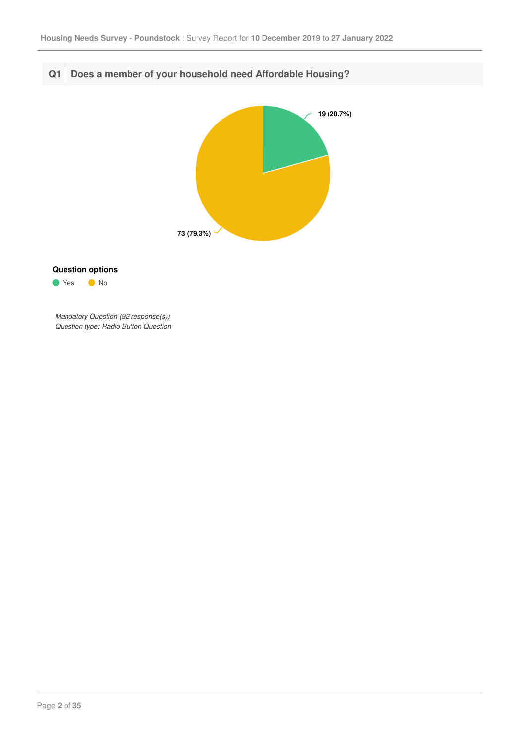## Q1 Does a member of your household need Affordable Housing?

19 (20.7%)

73 (79.3%)

**Question options**

- Yes
- No

*Mandatory Question (92 response(s))*
*Question type: Radio Button Question*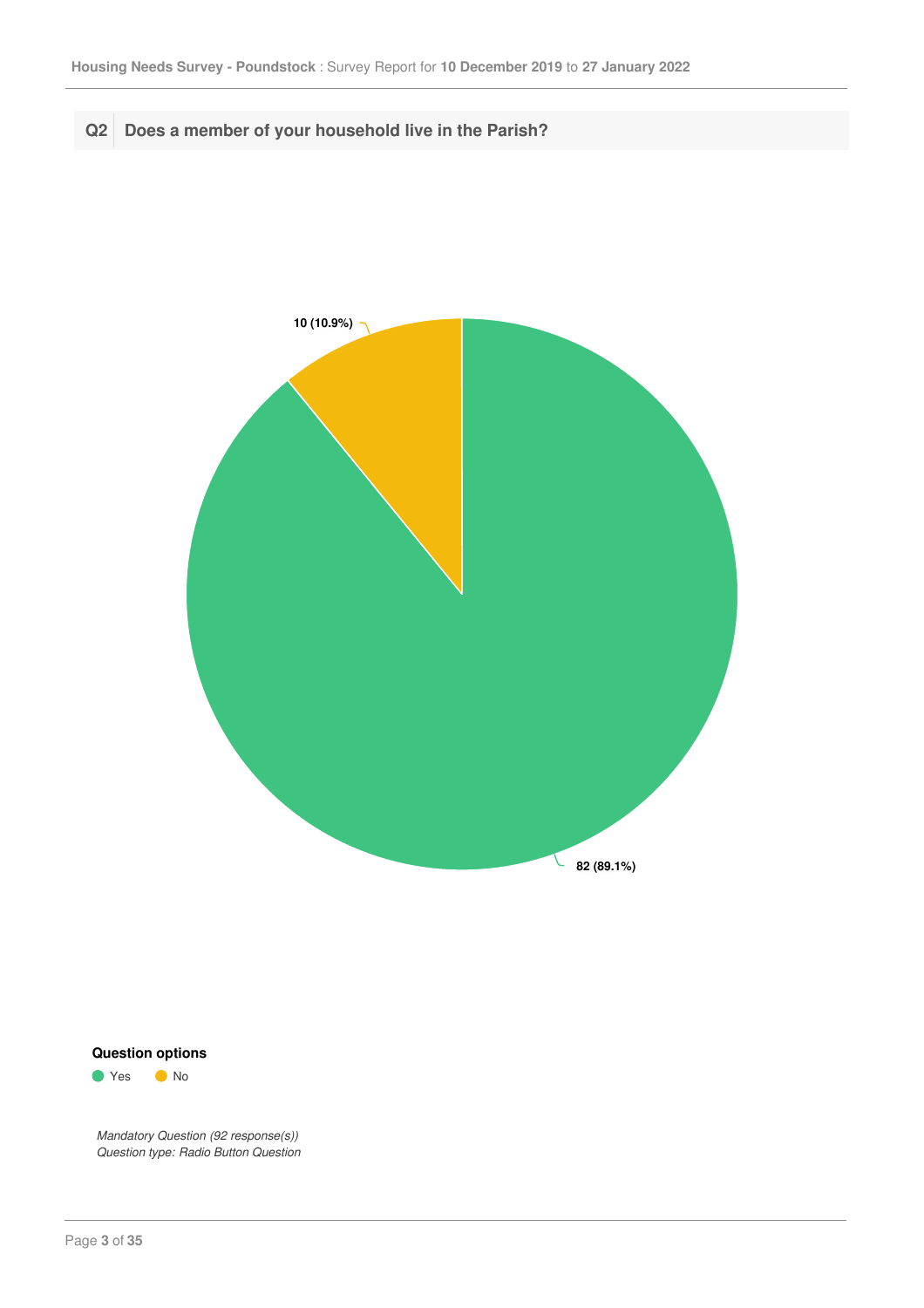## Q2 Does a member of your household live in the Parish?

10 (10.9%)

82 (89.1%)

**Question options**

- Yes
- No

*Mandatory Question (92 response(s))*
*Question type: Radio Button Question*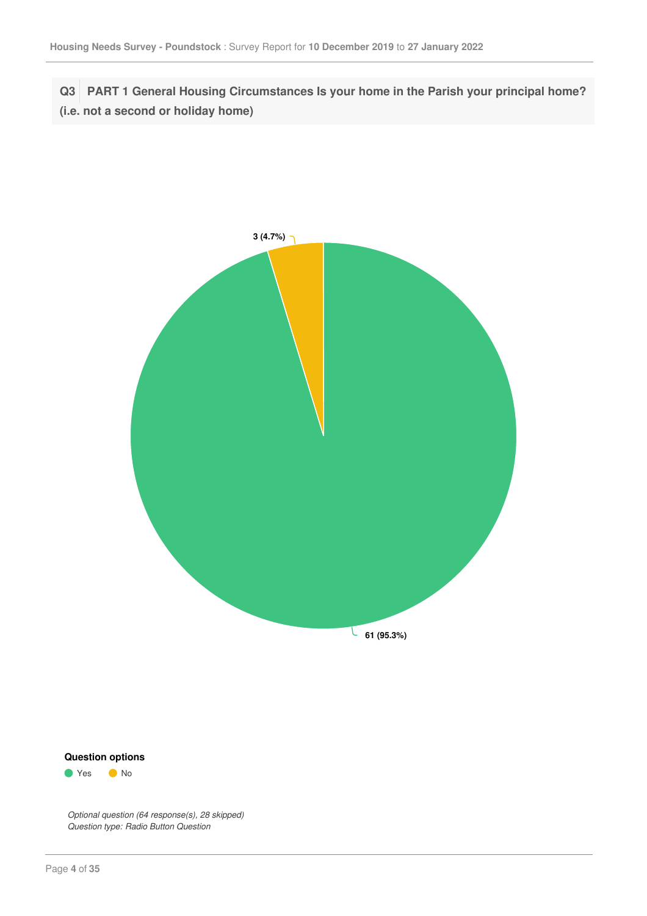**Q3 PART 1 General Housing Circumstances Is your home in the Parish your principal home? (i.e. not a second or holiday home)**

3 (4.7%)

61 (95.3%)

**Question options**

- Yes
- No

*Optional question (64 response(s), 28 skipped)*
*Question type: Radio Button Question*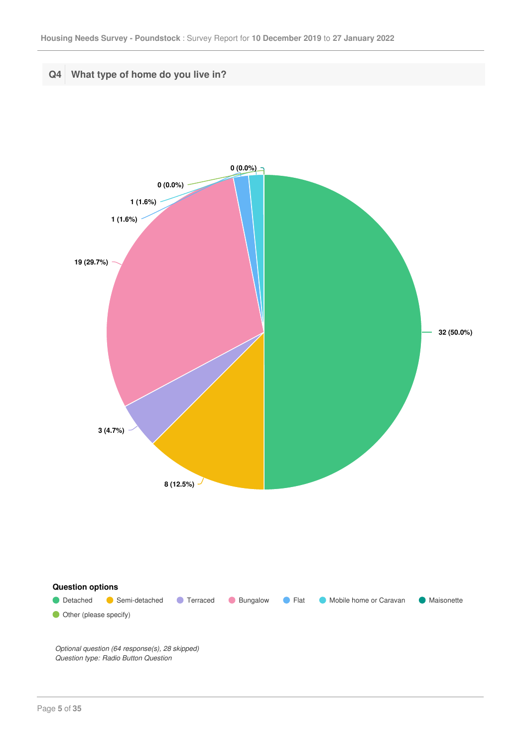## Q4 What type of home do you live in?

| Option | Count | Percentage |
|---|---|---|
| Detached | 32 | 50.0% |
| Semi-detached | 8 | 12.5% |
| Terraced | 3 | 4.7% |
| Bungalow | 19 | 29.7% |
| Flat | 1 | 1.6% |
| Mobile home or Caravan | 1 | 1.6% |
| Maisonette | 0 | 0.0% |
| Other (please specify) | 0 | 0.0% |

**Question options**

- Detached
- Semi-detached
- Terraced
- Bungalow
- Flat
- Mobile home or Caravan
- Maisonette
- Other (please specify)

*Optional question (64 response(s), 28 skipped)*
*Question type: Radio Button Question*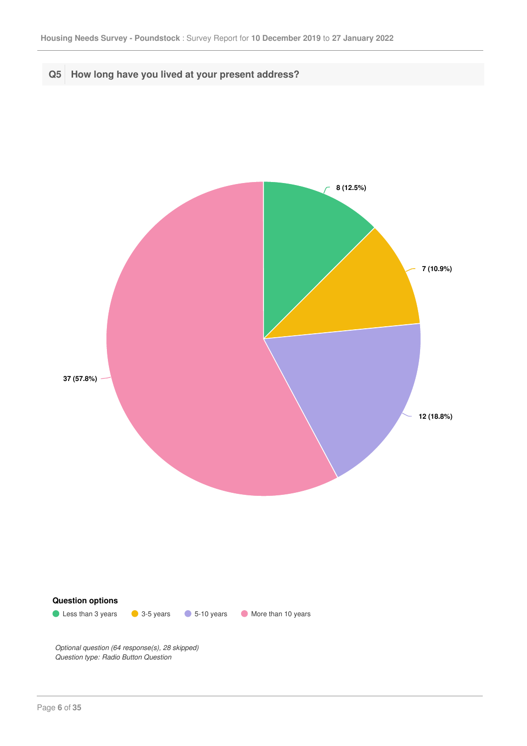## Q5 How long have you lived at your present address?

| Option | Count | Percentage |
|---|---|---|
| Less than 3 years | 8 | 12.5% |
| 3-5 years | 7 | 10.9% |
| 5-10 years | 12 | 18.8% |
| More than 10 years | 37 | 57.8% |

**Question options**

- Less than 3 years
- 3-5 years
- 5-10 years
- More than 10 years

*Optional question (64 response(s), 28 skipped)*
*Question type: Radio Button Question*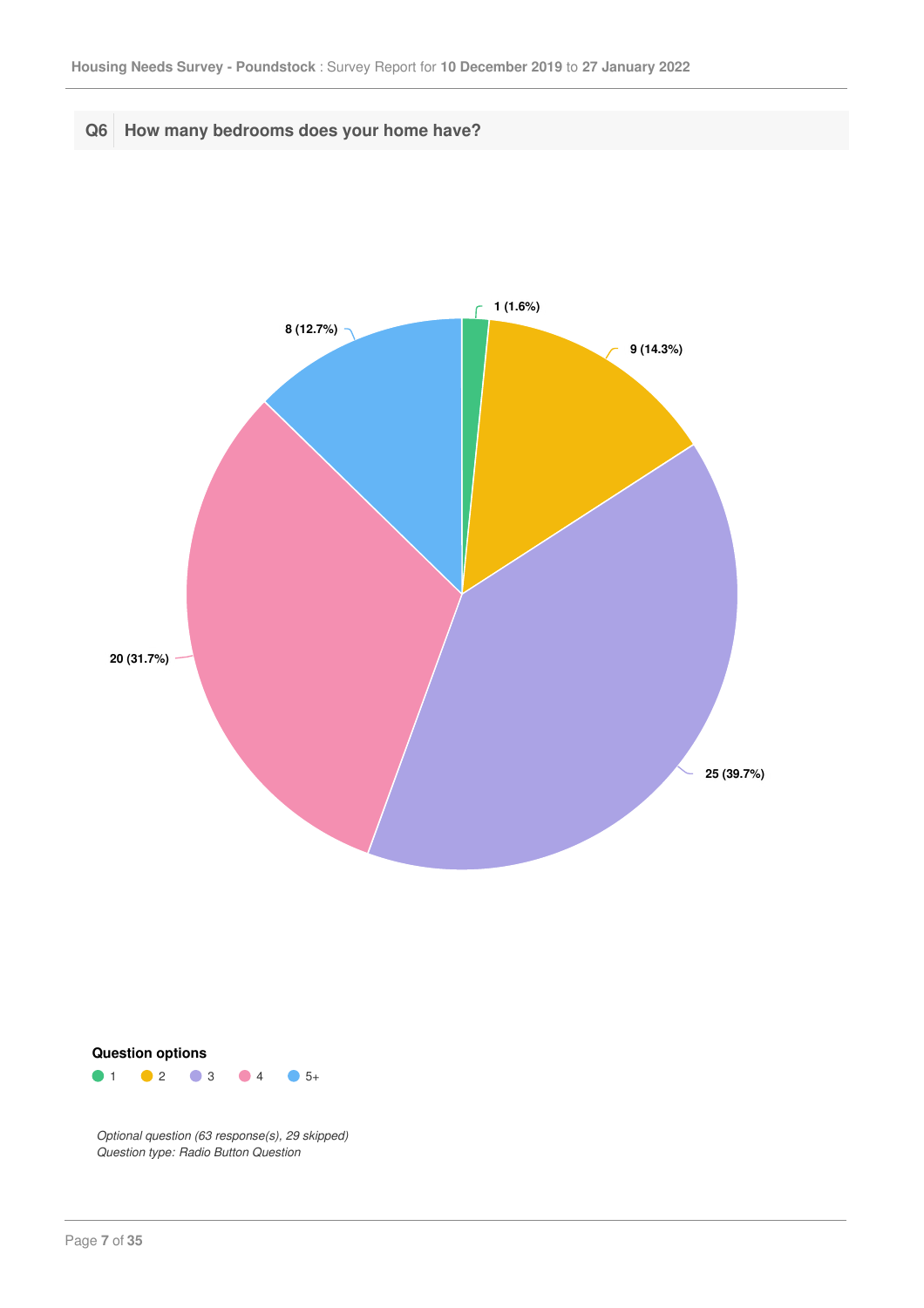## Q6 How many bedrooms does your home have?

1 (1.6%)

9 (14.3%)

25 (39.7%)

20 (31.7%)

8 (12.7%)

**Question options**

1 2 3 4 5+

*Optional question (63 response(s), 29 skipped)*
*Question type: Radio Button Question*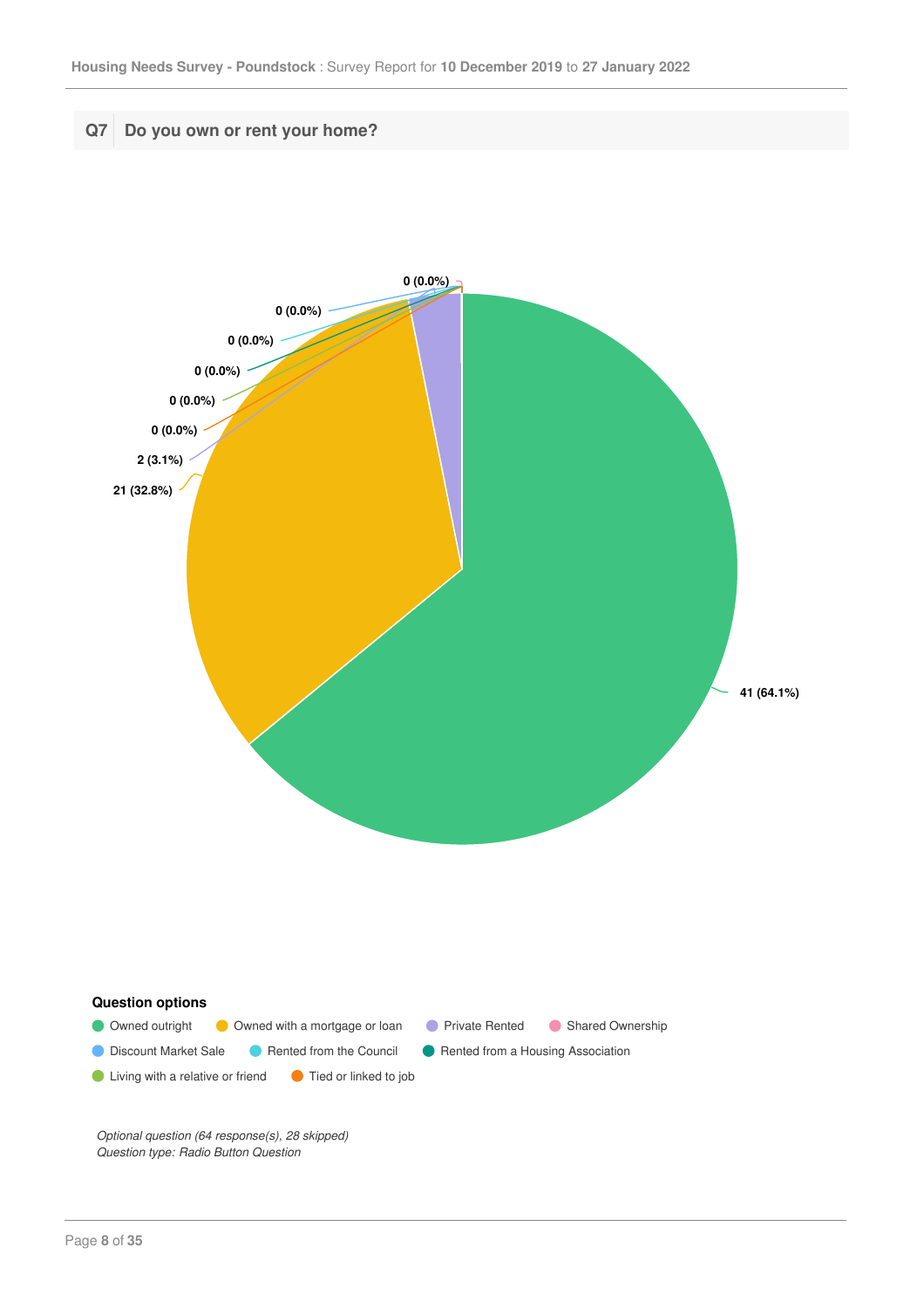## Q7 Do you own or rent your home?

| Question options | Responses | Percentage |
|---|---|---|
| Owned outright | 41 | 64.1% |
| Owned with a mortgage or loan | 21 | 32.8% |
| Private Rented | 2 | 3.1% |
| Shared Ownership | 0 | 0.0% |
| Discount Market Sale | 0 | 0.0% |
| Rented from the Council | 0 | 0.0% |
| Rented from a Housing Association | 0 | 0.0% |
| Living with a relative or friend | 0 | 0.0% |
| Tied or linked to job | 0 | 0.0% |

*Optional question (64 response(s), 28 skipped)*
*Question type: Radio Button Question*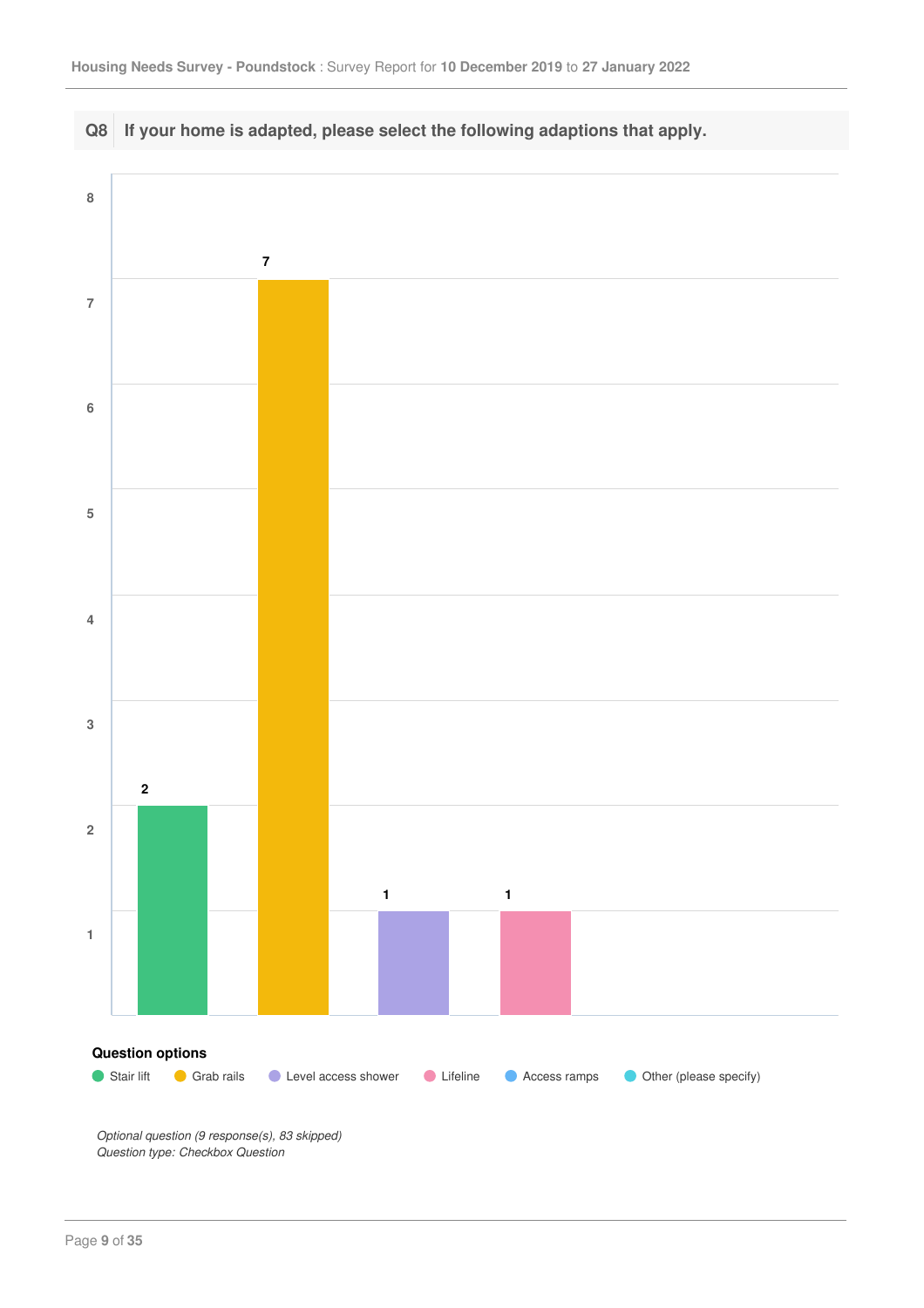## Q8 If your home is adapted, please select the following adaptions that apply.

| Question options | Count |
| --- | --- |
| Stair lift | 2 |
| Grab rails | 7 |
| Level access shower | 1 |
| Lifeline | 1 |
| Access ramps | |
| Other (please specify) | |

*Optional question (9 response(s), 83 skipped)*
*Question type: Checkbox Question*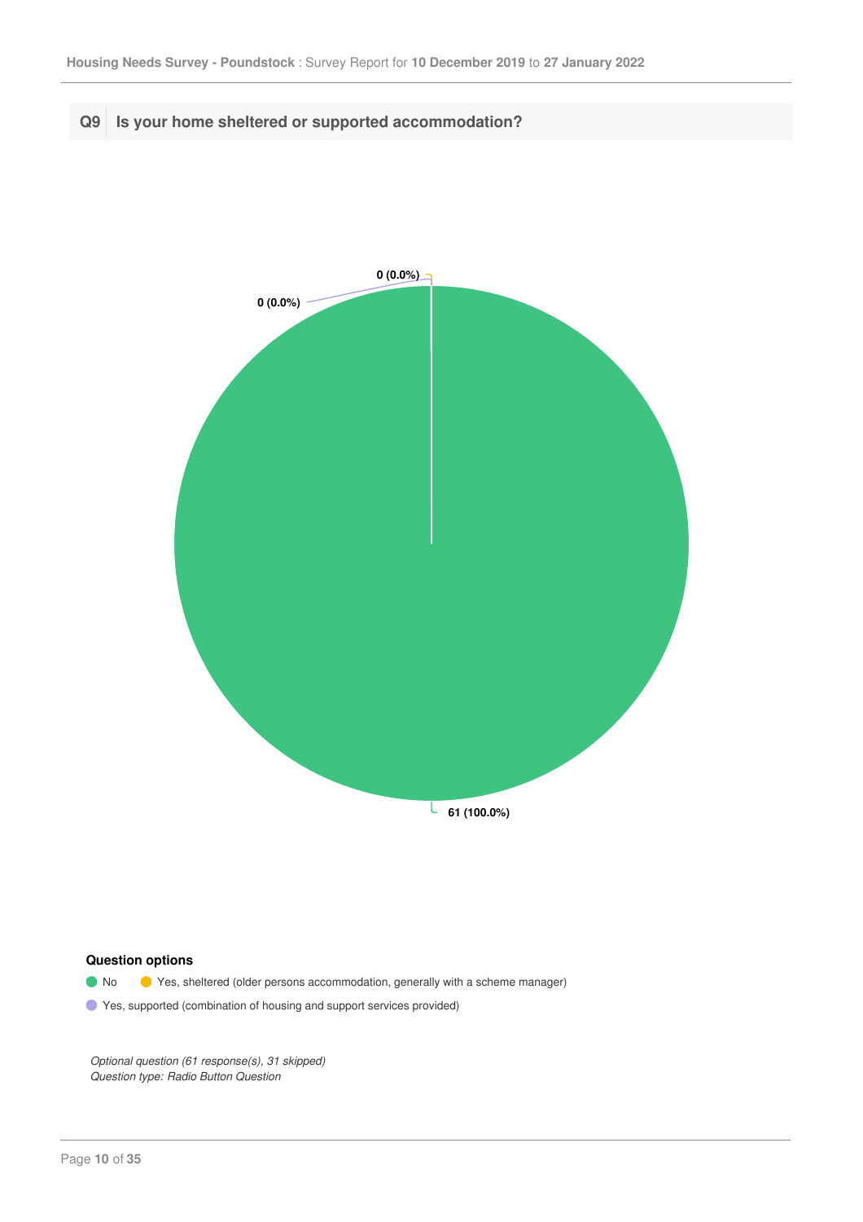## Q9 Is your home sheltered or supported accommodation?

0 (0.0%)

0 (0.0%)

61 (100.0%)

**Question options**

- No
- Yes, sheltered (older persons accommodation, generally with a scheme manager)
- Yes, supported (combination of housing and support services provided)

*Optional question (61 response(s), 31 skipped)*
*Question type: Radio Button Question*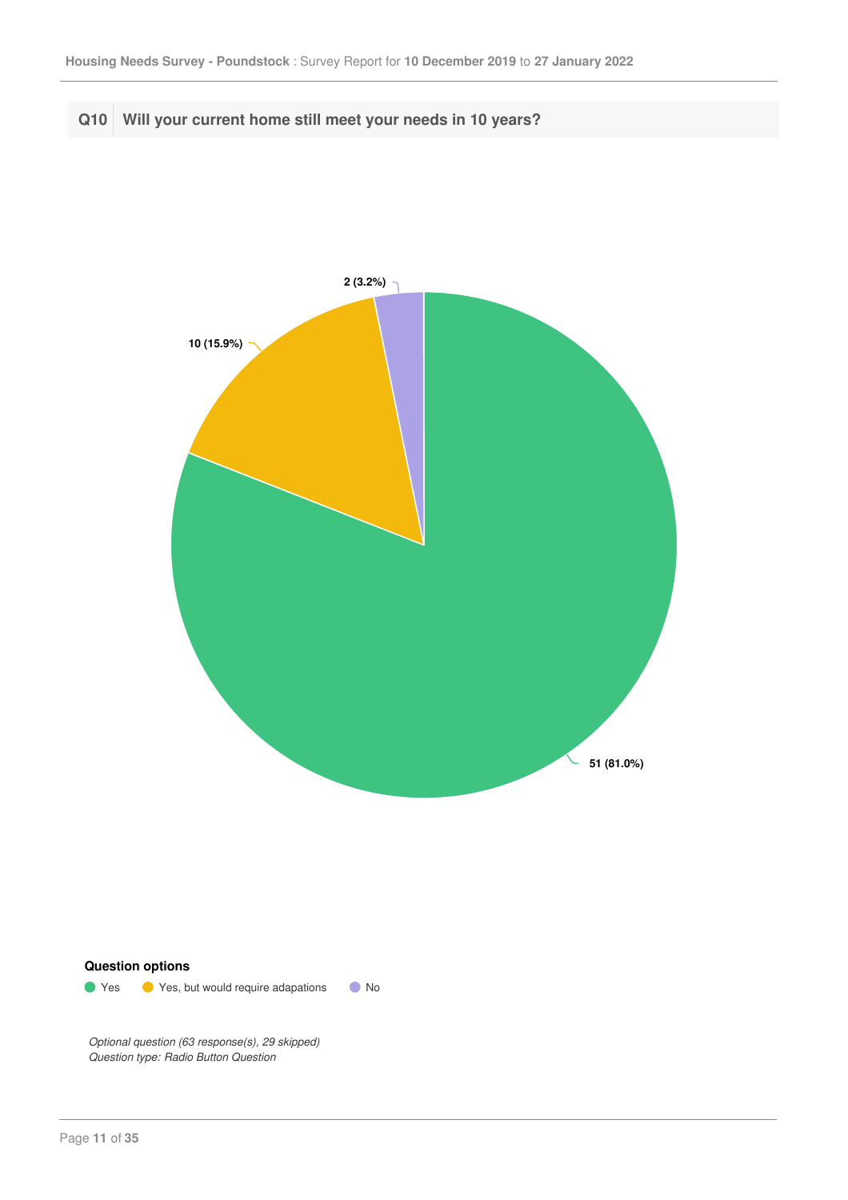## Q10 Will your current home still meet your needs in 10 years?

2 (3.2%)

10 (15.9%)

51 (81.0%)

**Question options**

- Yes
- Yes, but would require adapations
- No

*Optional question (63 response(s), 29 skipped)*
*Question type: Radio Button Question*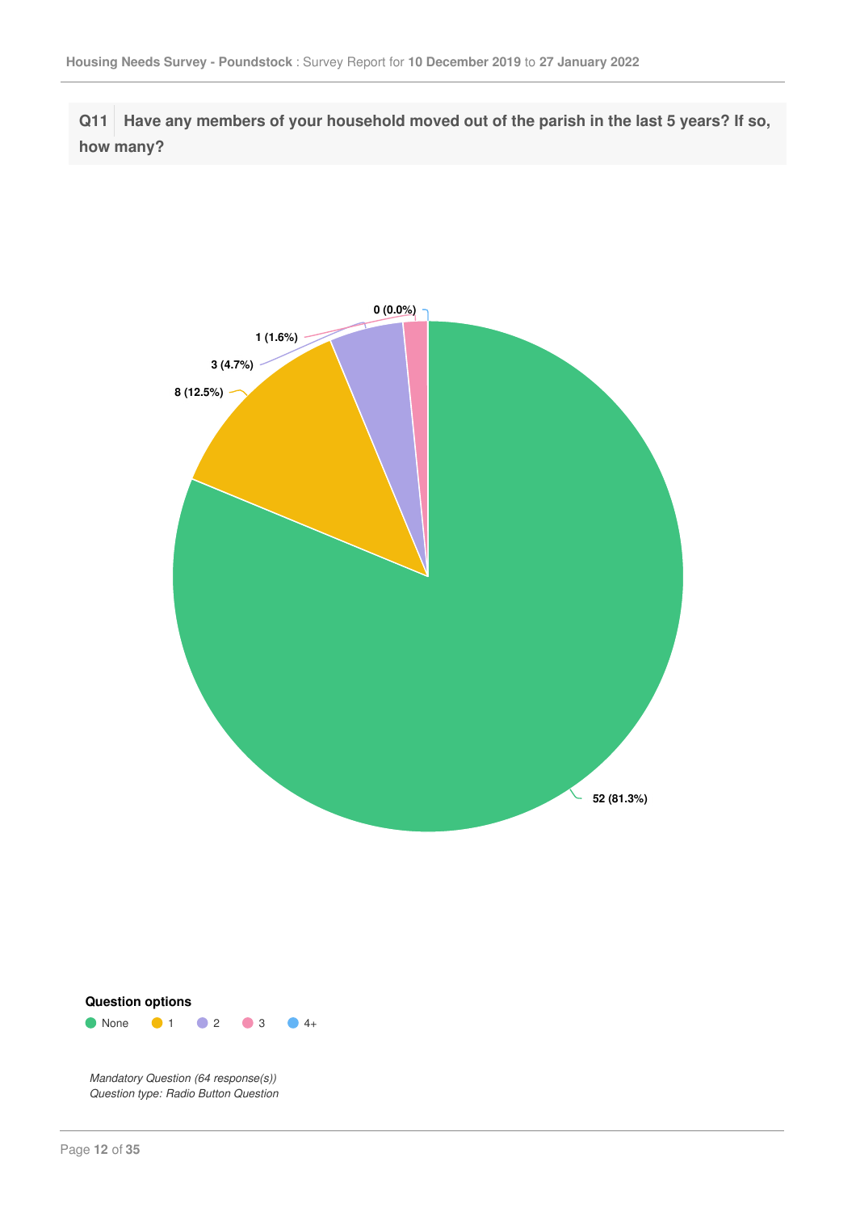**Q11** Have any members of your household moved out of the parish in the last 5 years? If so, how many?

| Option | Count | Percentage |
|---|---|---|
| None | 52 | 81.3% |
| 1 | 8 | 12.5% |
| 2 | 3 | 4.7% |
| 3 | 1 | 1.6% |
| 4+ | 0 | 0.0% |

**Question options**

- None
- 1
- 2
- 3
- 4+

*Mandatory Question (64 response(s))*
*Question type: Radio Button Question*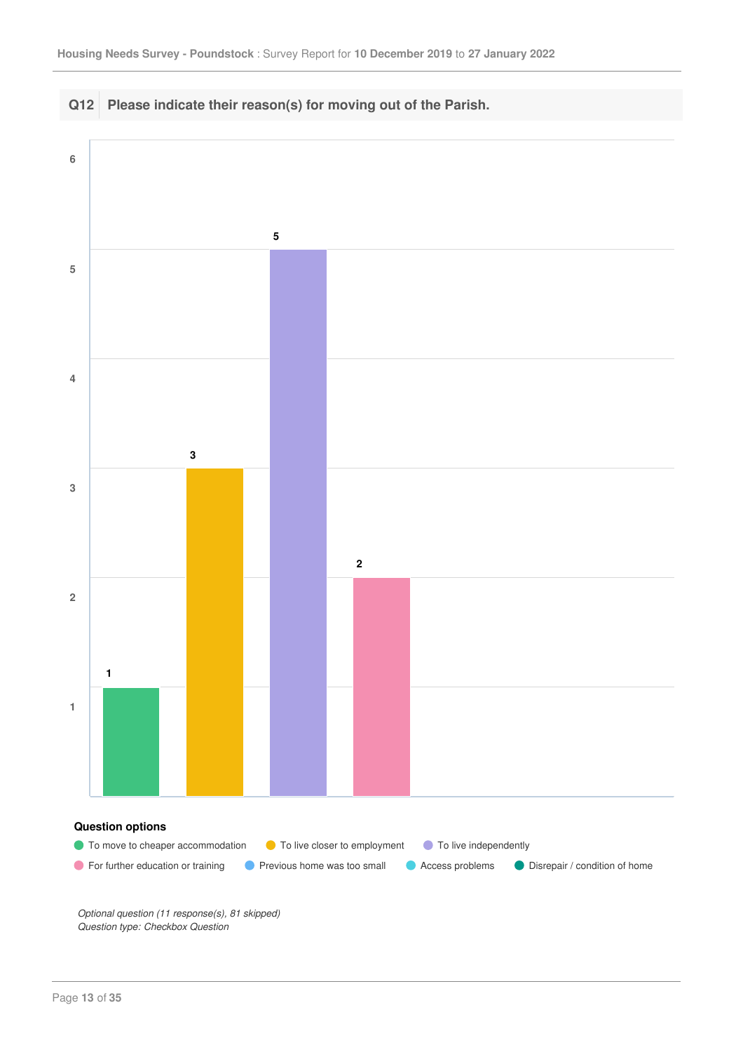## Q12 Please indicate their reason(s) for moving out of the Parish.

| Question option | Responses |
| --- | --- |
| To move to cheaper accommodation | 1 |
| To live closer to employment | 3 |
| To live independently | 5 |
| For further education or training | 2 |
| Previous home was too small | |
| Access problems | |
| Disrepair / condition of home | |

**Question options**

- To move to cheaper accommodation
- To live closer to employment
- To live independently
- For further education or training
- Previous home was too small
- Access problems
- Disrepair / condition of home

*Optional question (11 response(s), 81 skipped)*
*Question type: Checkbox Question*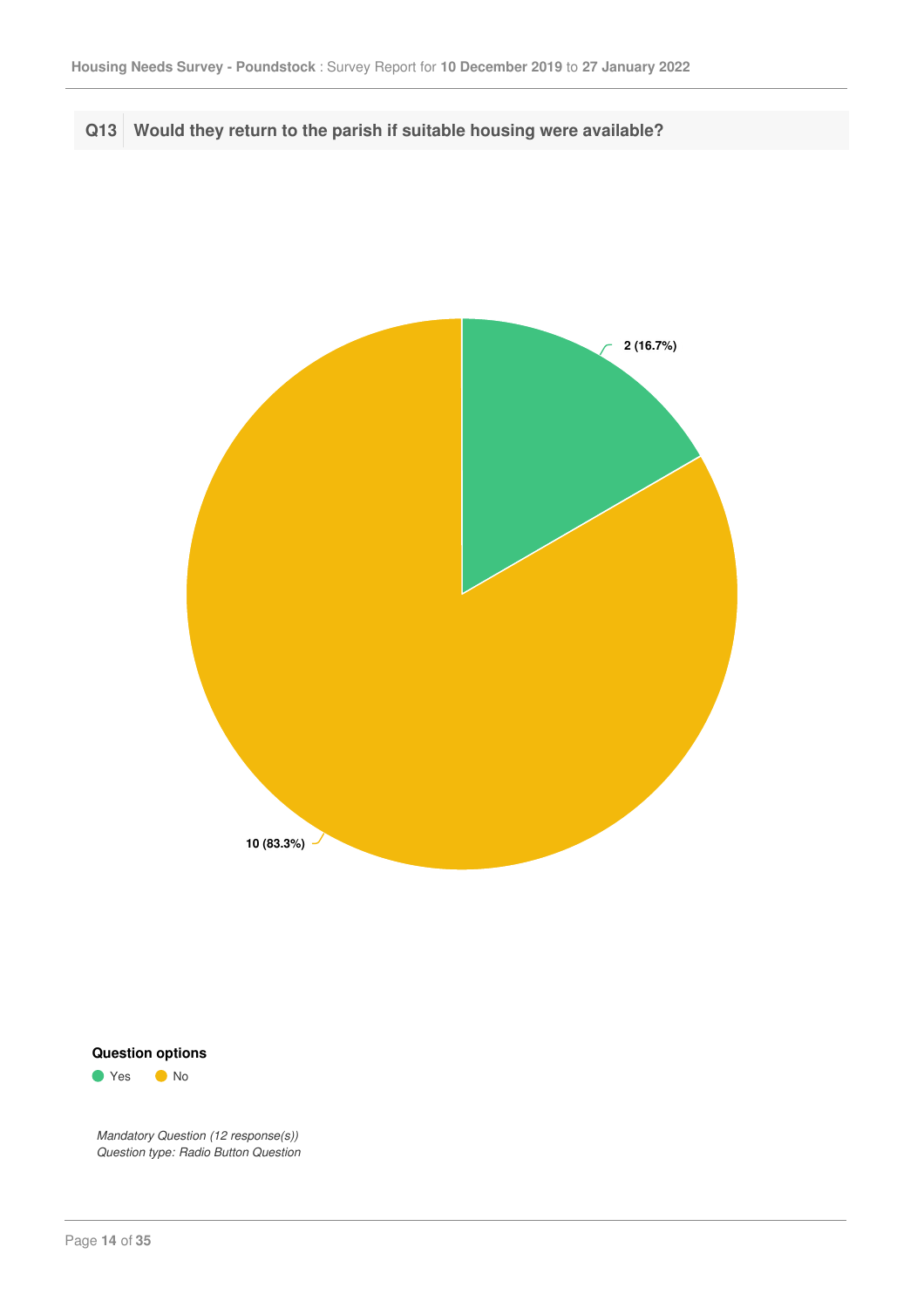## Q13 Would they return to the parish if suitable housing were available?

2 (16.7%)

10 (83.3%)

**Question options**

- Yes
- No

*Mandatory Question (12 response(s))*
*Question type: Radio Button Question*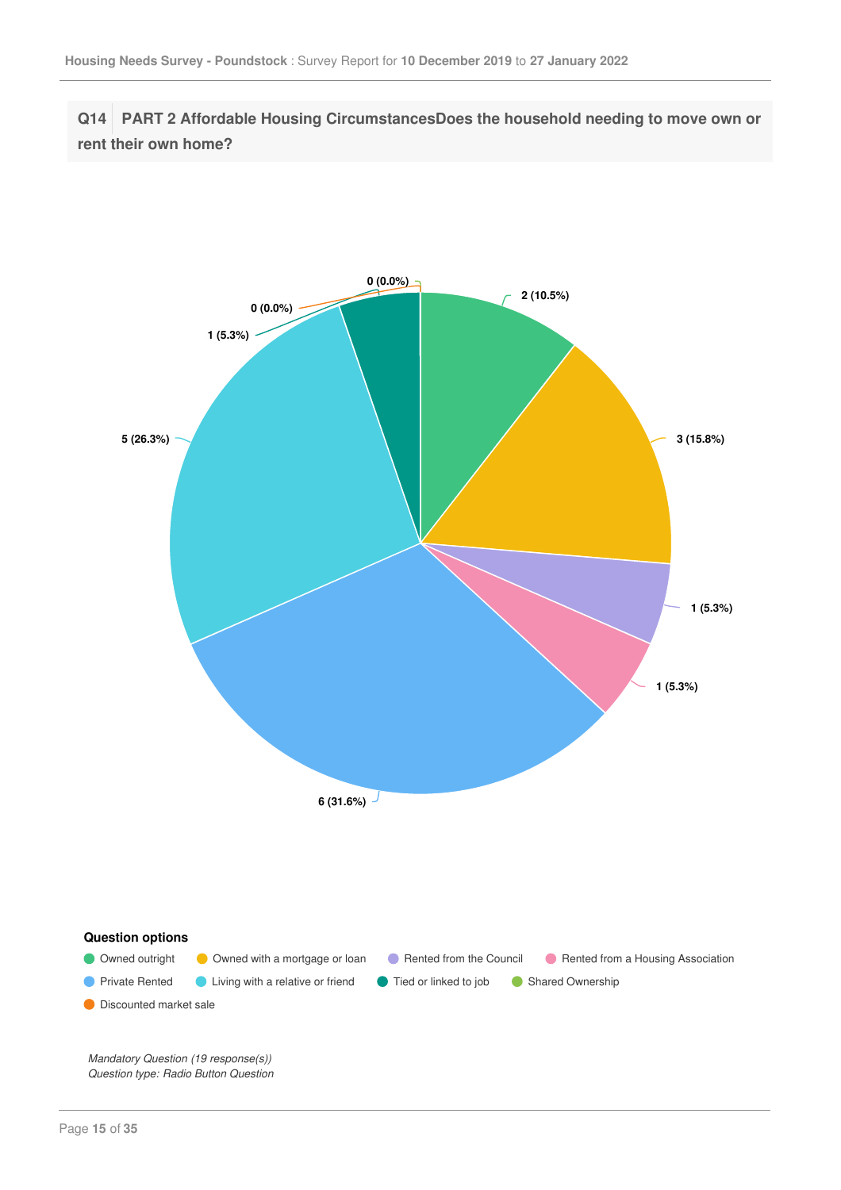**Q14 PART 2 Affordable Housing CircumstancesDoes the household needing to move own or rent their own home?**

0 (0.0%)

2 (10.5%)

0 (0.0%)

1 (5.3%)

5 (26.3%)

3 (15.8%)

1 (5.3%)

1 (5.3%)

6 (31.6%)

**Question options**

- Owned outright
- Owned with a mortgage or loan
- Rented from the Council
- Rented from a Housing Association
- Private Rented
- Living with a relative or friend
- Tied or linked to job
- Shared Ownership
- Discounted market sale

*Mandatory Question (19 response(s))*
*Question type: Radio Button Question*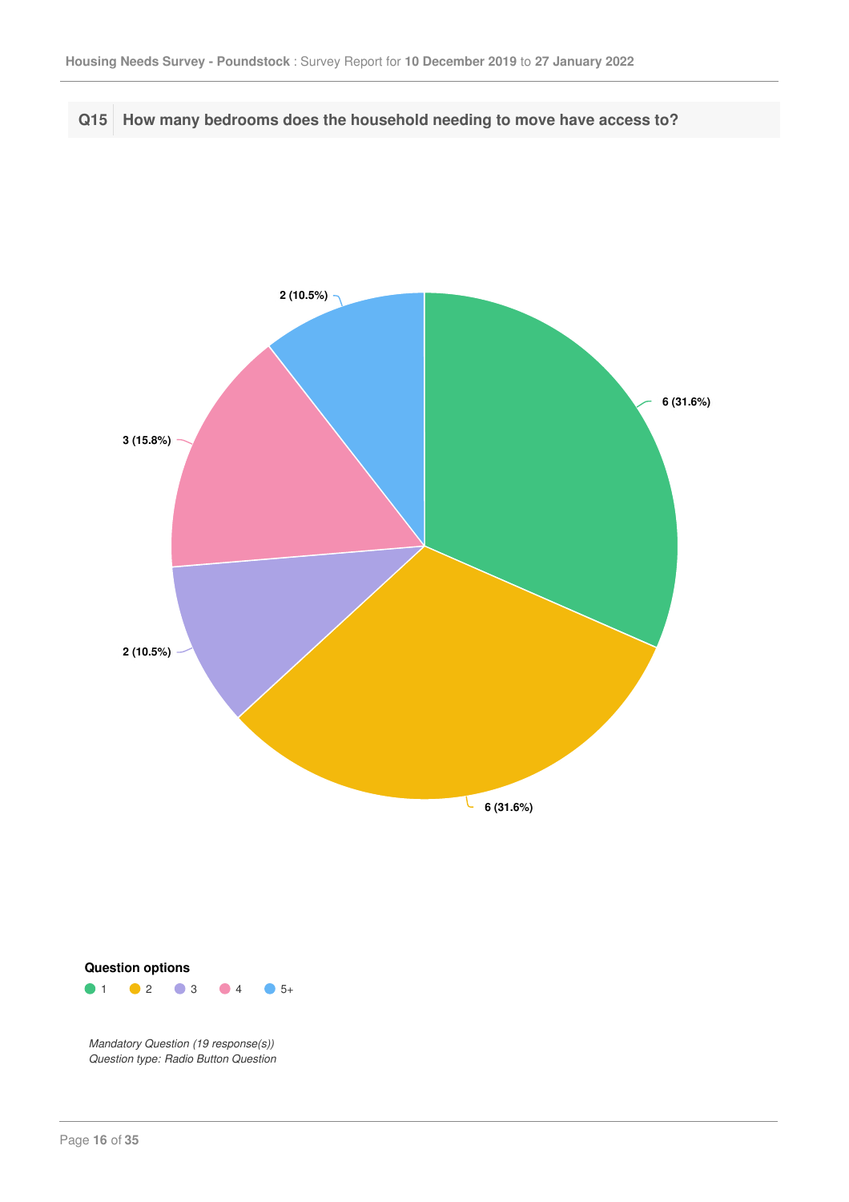## Q15 How many bedrooms does the household needing to move have access to?

| Question options | Responses |
|---|---|
| 1 | 6 (31.6%) |
| 2 | 6 (31.6%) |
| 3 | 2 (10.5%) |
| 4 | 3 (15.8%) |
| 5+ | 2 (10.5%) |

*Mandatory Question (19 response(s))*
*Question type: Radio Button Question*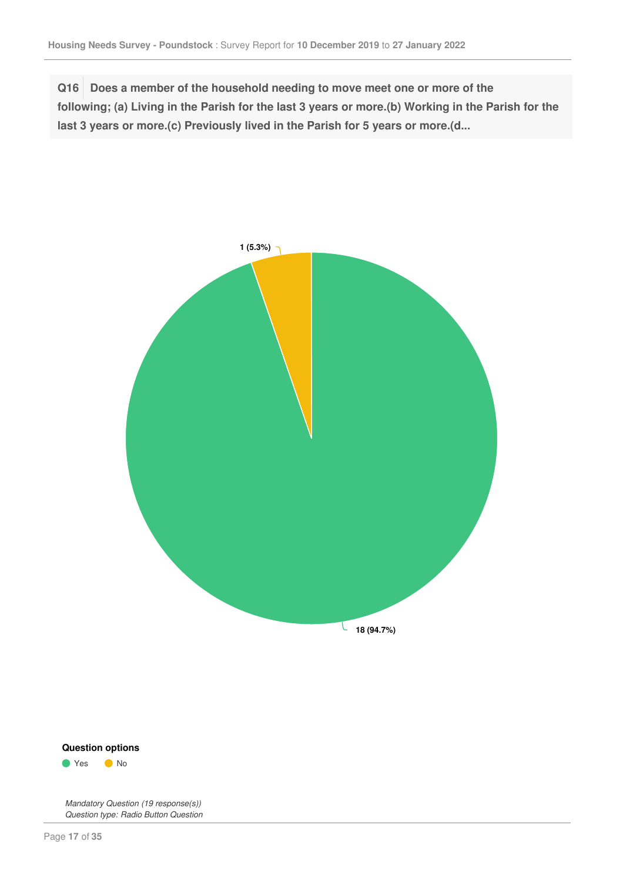**Q16** **Does a member of the household needing to move meet one or more of the following; (a) Living in the Parish for the last 3 years or more.(b) Working in the Parish for the last 3 years or more.(c) Previously lived in the Parish for 5 years or more.(d...**

1 (5.3%)

18 (94.7%)

**Question options**

- Yes
- No

*Mandatory Question (19 response(s))*
*Question type: Radio Button Question*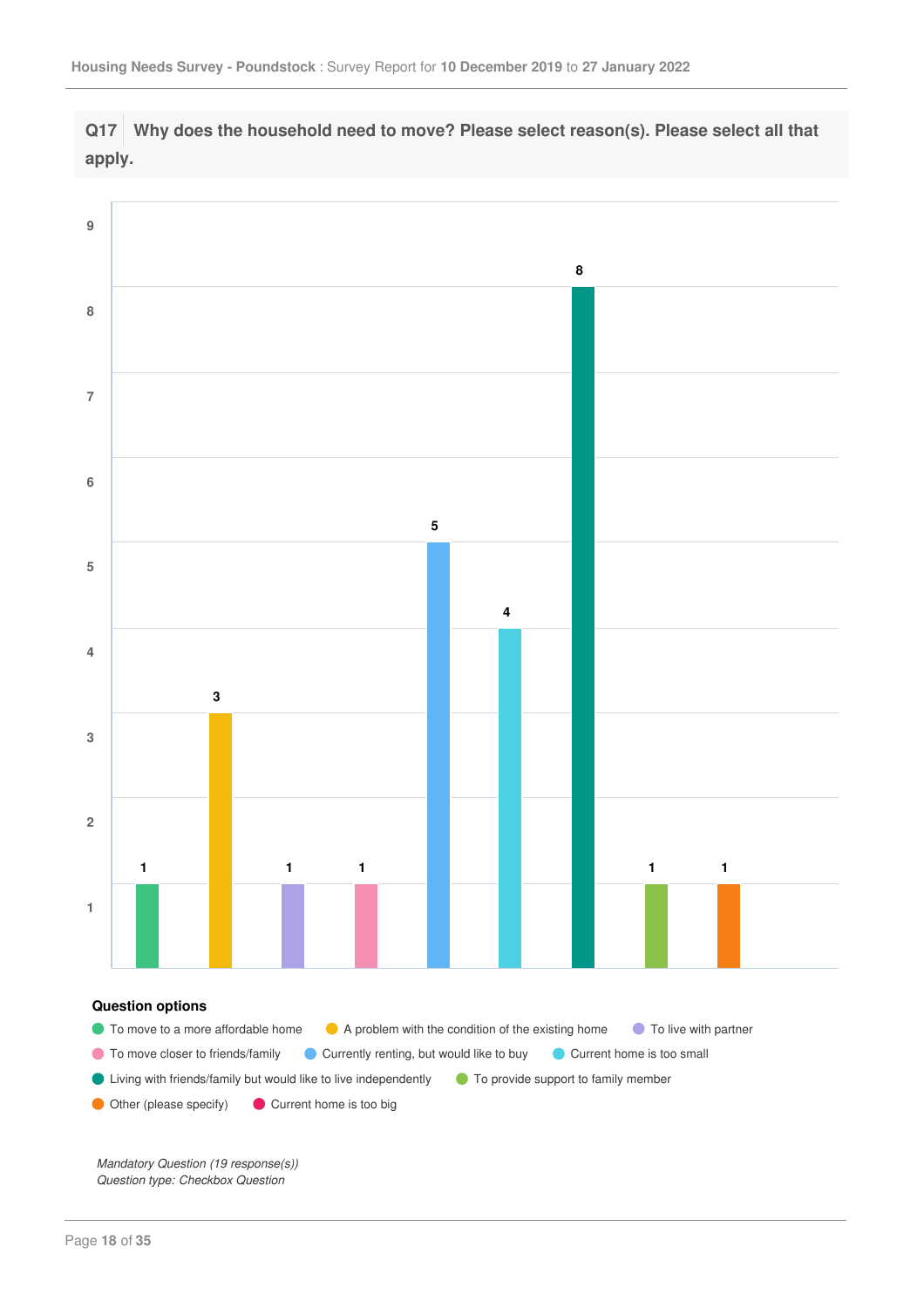## Q17 Why does the household need to move? Please select reason(s). Please select all that apply.

| Question option | Count |
|---|---|
| To move to a more affordable home | 1 |
| A problem with the condition of the existing home | 3 |
| To live with partner | 1 |
| To move closer to friends/family | 1 |
| Currently renting, but would like to buy | 5 |
| Current home is too small | 4 |
| Living with friends/family but would like to live independently | 8 |
| To provide support to family member | 1 |
| Other (please specify) | 1 |
| Current home is too big | |

**Question options**

- To move to a more affordable home
- A problem with the condition of the existing home
- To live with partner
- To move closer to friends/family
- Currently renting, but would like to buy
- Current home is too small
- Living with friends/family but would like to live independently
- To provide support to family member
- Other (please specify)
- Current home is too big

*Mandatory Question (19 response(s))*
*Question type: Checkbox Question*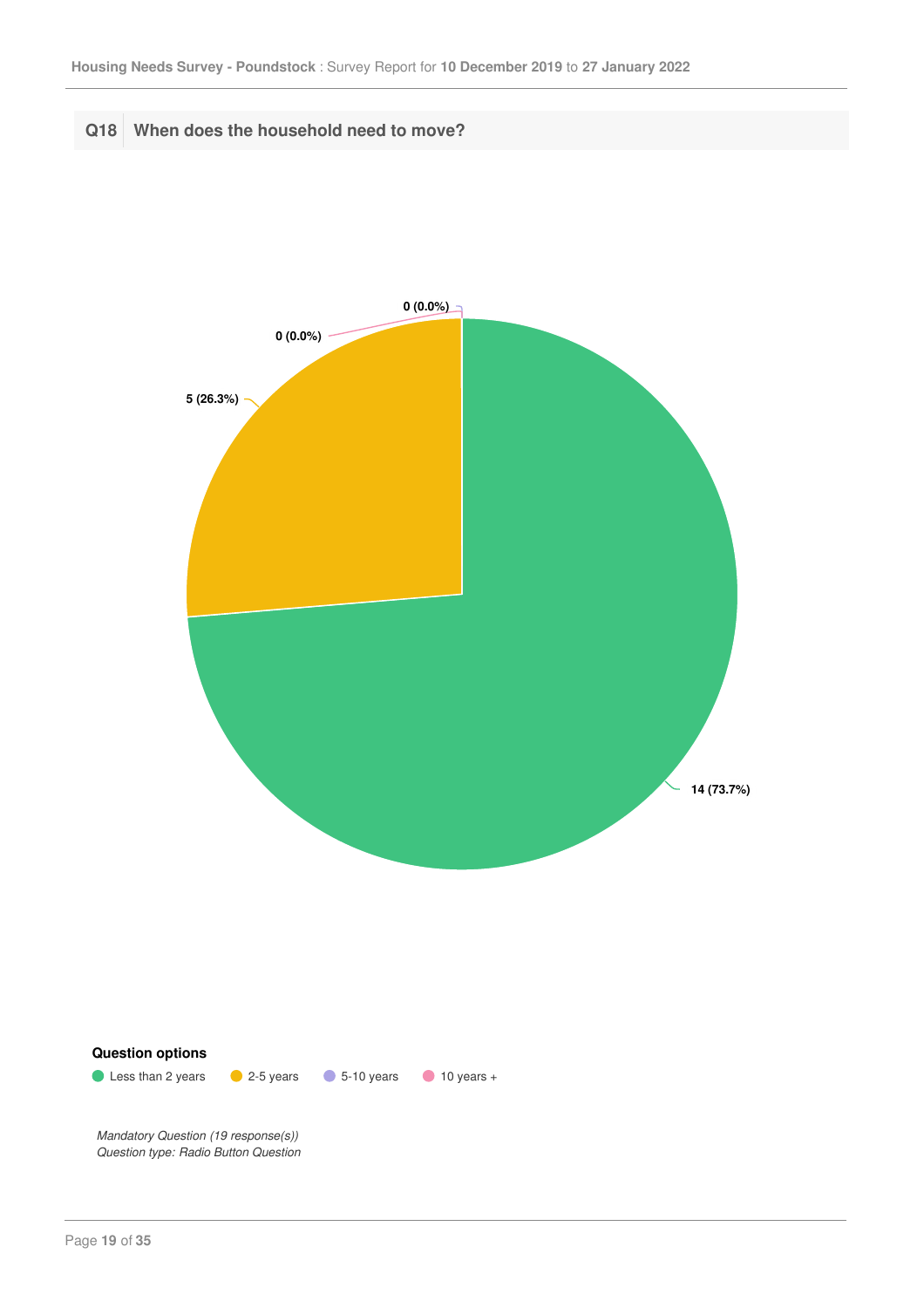## Q18 When does the household need to move?

0 (0.0%)

0 (0.0%)

5 (26.3%)

14 (73.7%)

**Question options**

- Less than 2 years
- 2-5 years
- 5-10 years
- 10 years +

*Mandatory Question (19 response(s))*
*Question type: Radio Button Question*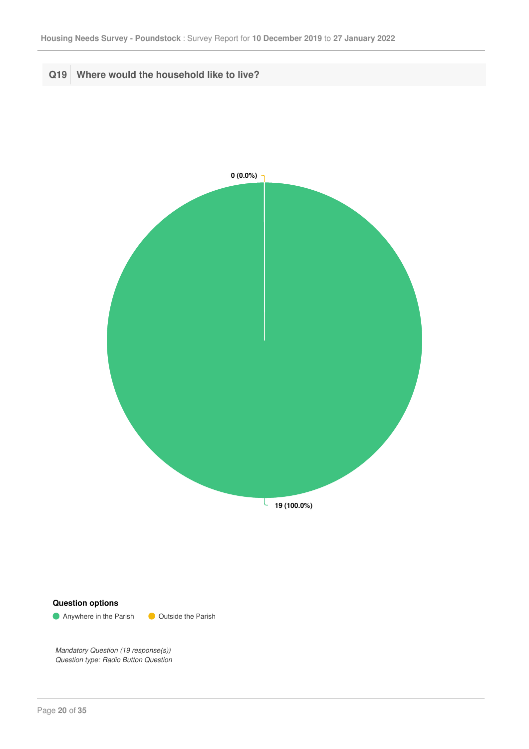## Q19 Where would the household like to live?

0 (0.0%)

19 (100.0%)

**Question options**

- Anywhere in the Parish
- Outside the Parish

*Mandatory Question (19 response(s))*
*Question type: Radio Button Question*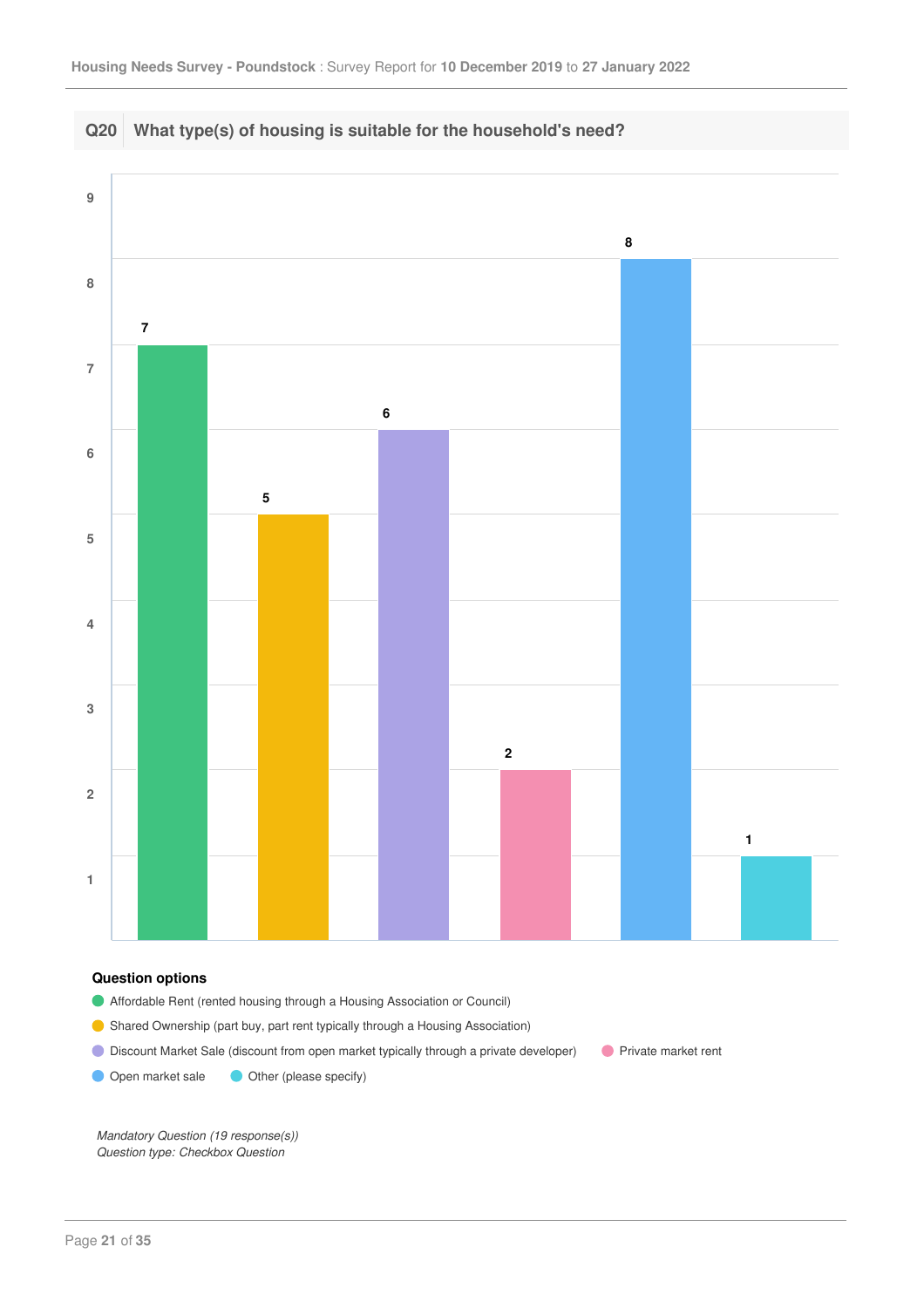## Q20 What type(s) of housing is suitable for the household's need?

| Option | Count |
| --- | --- |
| Affordable Rent (rented housing through a Housing Association or Council) | 7 |
| Shared Ownership (part buy, part rent typically through a Housing Association) | 5 |
| Discount Market Sale (discount from open market typically through a private developer) | 6 |
| Private market rent | 2 |
| Open market sale | 8 |
| Other (please specify) | 1 |

**Question options**

- Affordable Rent (rented housing through a Housing Association or Council)
- Shared Ownership (part buy, part rent typically through a Housing Association)
- Discount Market Sale (discount from open market typically through a private developer)
- Private market rent
- Open market sale
- Other (please specify)

*Mandatory Question (19 response(s))*
*Question type: Checkbox Question*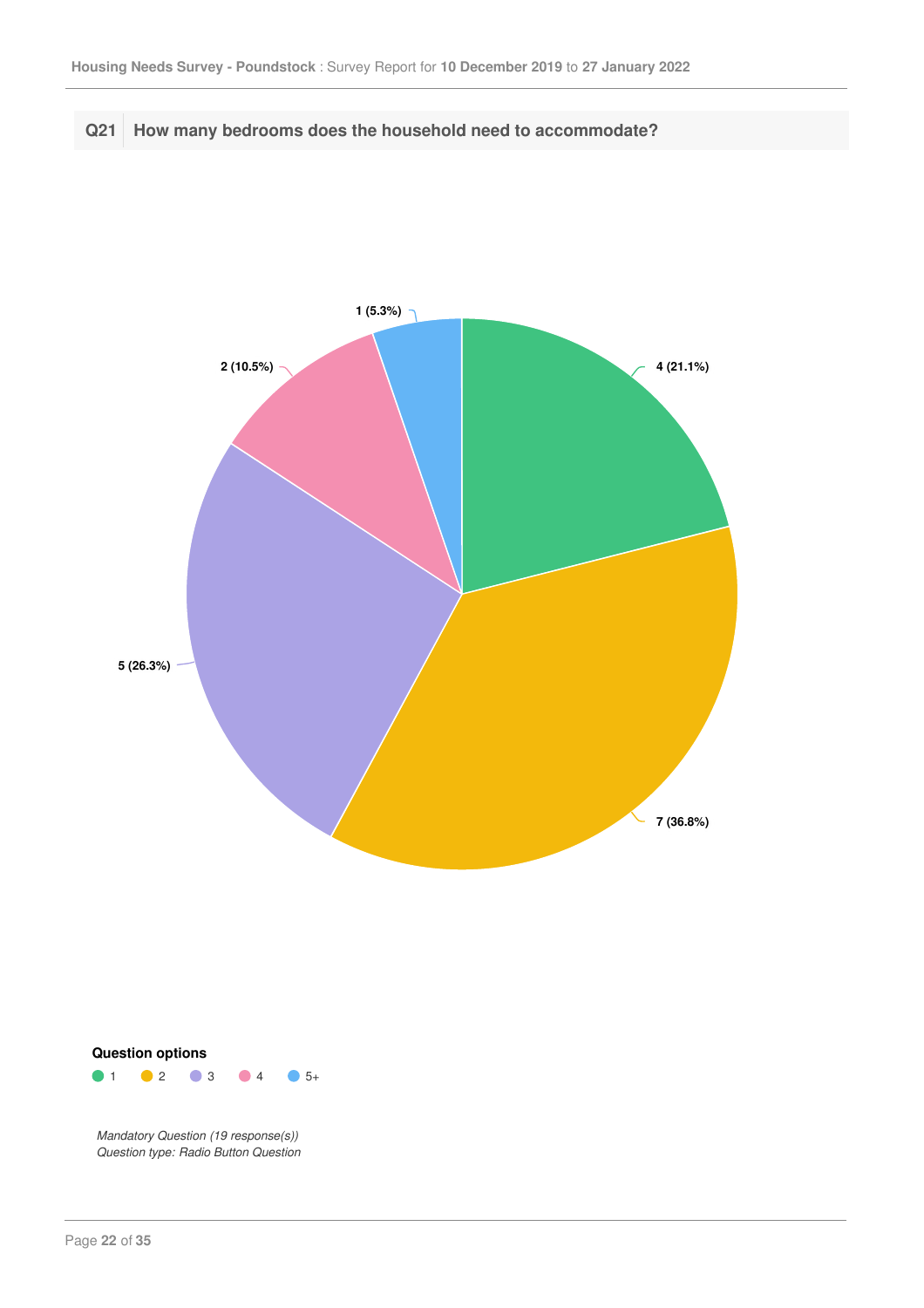**Q21** How many bedrooms does the household need to accommodate?

| Question option | Responses |
| --- | --- |
| 1 | 4 (21.1%) |
| 2 | 7 (36.8%) |
| 3 | 5 (26.3%) |
| 4 | 2 (10.5%) |
| 5+ | 1 (5.3%) |

**Question options**

1 2 3 4 5+

*Mandatory Question (19 response(s))*
*Question type: Radio Button Question*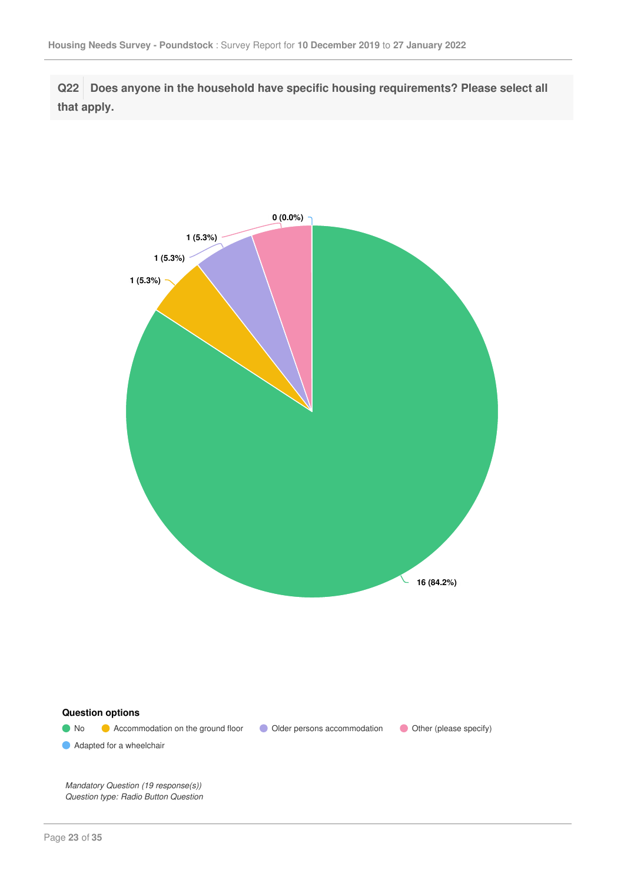**Q22** Does anyone in the household have specific housing requirements? Please select all that apply.

| Question options | Count | Percentage |
|---|---|---|
| No | 16 | 84.2% |
| Accommodation on the ground floor | 1 | 5.3% |
| Older persons accommodation | 1 | 5.3% |
| Other (please specify) | 1 | 5.3% |
| Adapted for a wheelchair | 0 | 0.0% |

*Mandatory Question (19 response(s))*
*Question type: Radio Button Question*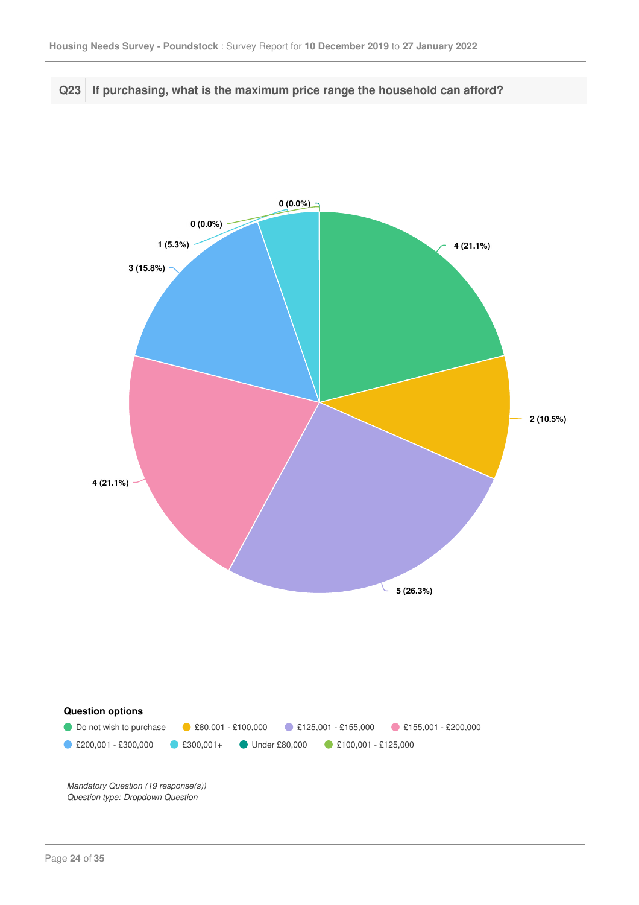## Q23 If purchasing, what is the maximum price range the household can afford?

| Question option | Responses |
| --- | --- |
| Do not wish to purchase | 4 (21.1%) |
| £80,001 - £100,000 | 2 (10.5%) |
| £125,001 - £155,000 | 5 (26.3%) |
| £155,001 - £200,000 | 4 (21.1%) |
| £200,001 - £300,000 | 3 (15.8%) |
| £300,001+ | 1 (5.3%) |
| Under £80,000 | 0 (0.0%) |
| £100,001 - £125,000 | 0 (0.0%) |

**Question options**

- Do not wish to purchase
- £80,001 - £100,000
- £125,001 - £155,000
- £155,001 - £200,000
- £200,001 - £300,000
- £300,001+
- Under £80,000
- £100,001 - £125,000

*Mandatory Question (19 response(s))*
*Question type: Dropdown Question*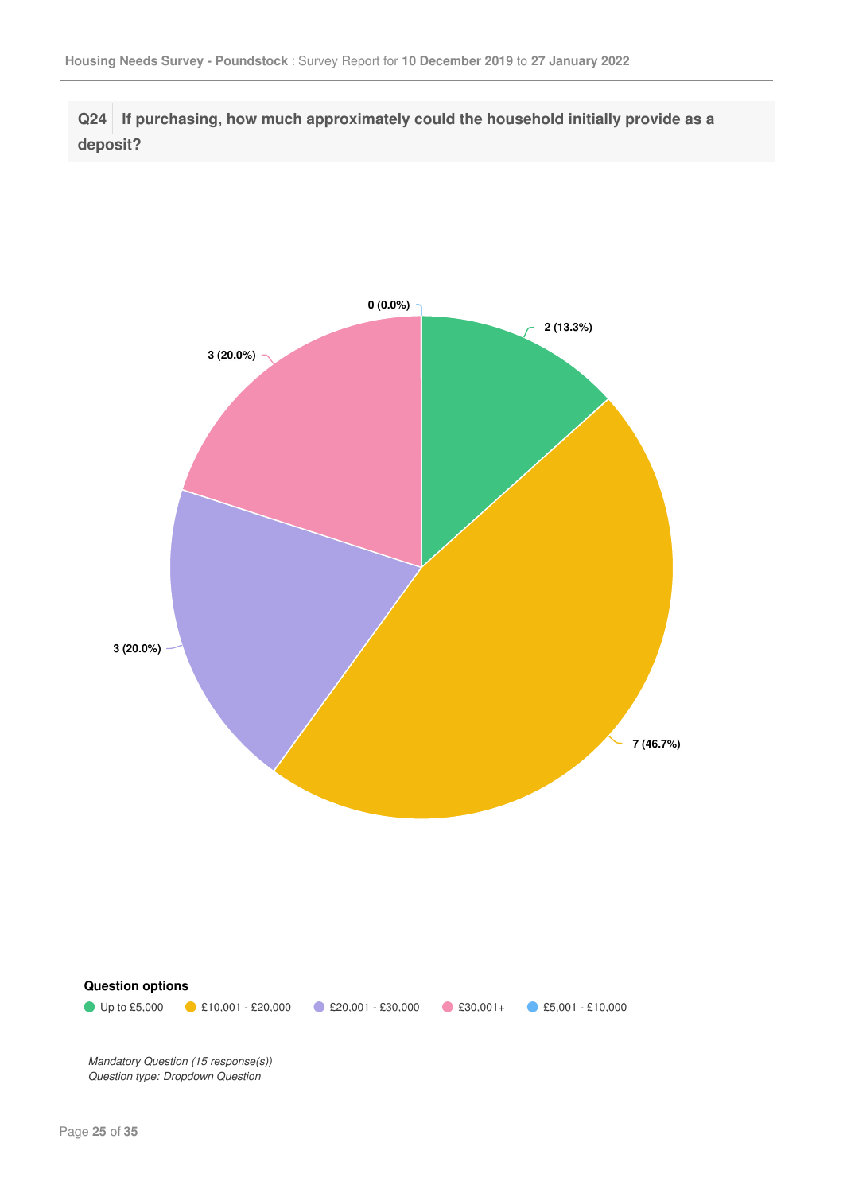**Q24** If purchasing, how much approximately could the household initially provide as a deposit?

0 (0.0%)

2 (13.3%)

3 (20.0%)

3 (20.0%)

7 (46.7%)

**Question options**

- Up to £5,000
- £10,001 - £20,000
- £20,001 - £30,000
- £30,001+
- £5,001 - £10,000

*Mandatory Question (15 response(s))*
*Question type: Dropdown Question*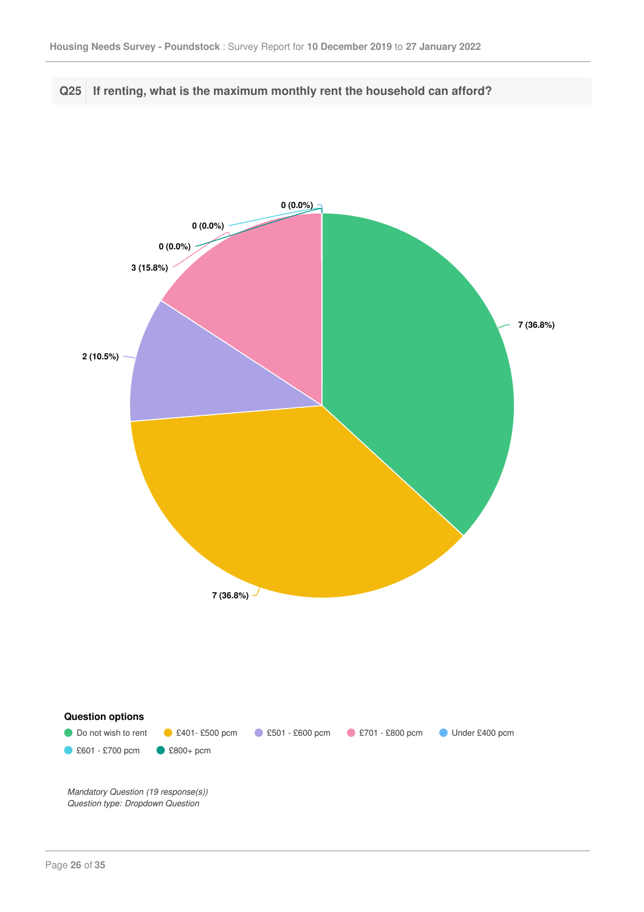## Q25 If renting, what is the maximum monthly rent the household can afford?

0 (0.0%)

0 (0.0%)

0 (0.0%)

3 (15.8%)

2 (10.5%)

7 (36.8%)

7 (36.8%)

**Question options**

- Do not wish to rent
- £401- £500 pcm
- £501 - £600 pcm
- £701 - £800 pcm
- Under £400 pcm
- £601 - £700 pcm
- £800+ pcm

*Mandatory Question (19 response(s))*
*Question type: Dropdown Question*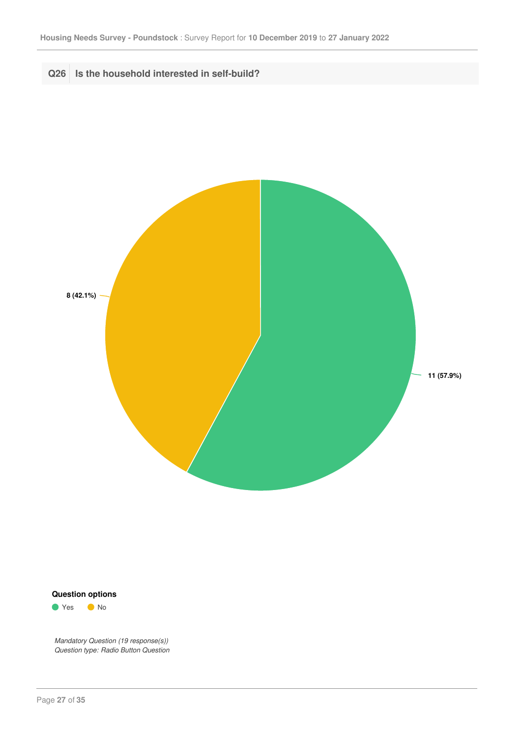## Q26 Is the household interested in self-build?

8 (42.1%)

11 (57.9%)

**Question options**

- Yes
- No

*Mandatory Question (19 response(s))*
*Question type: Radio Button Question*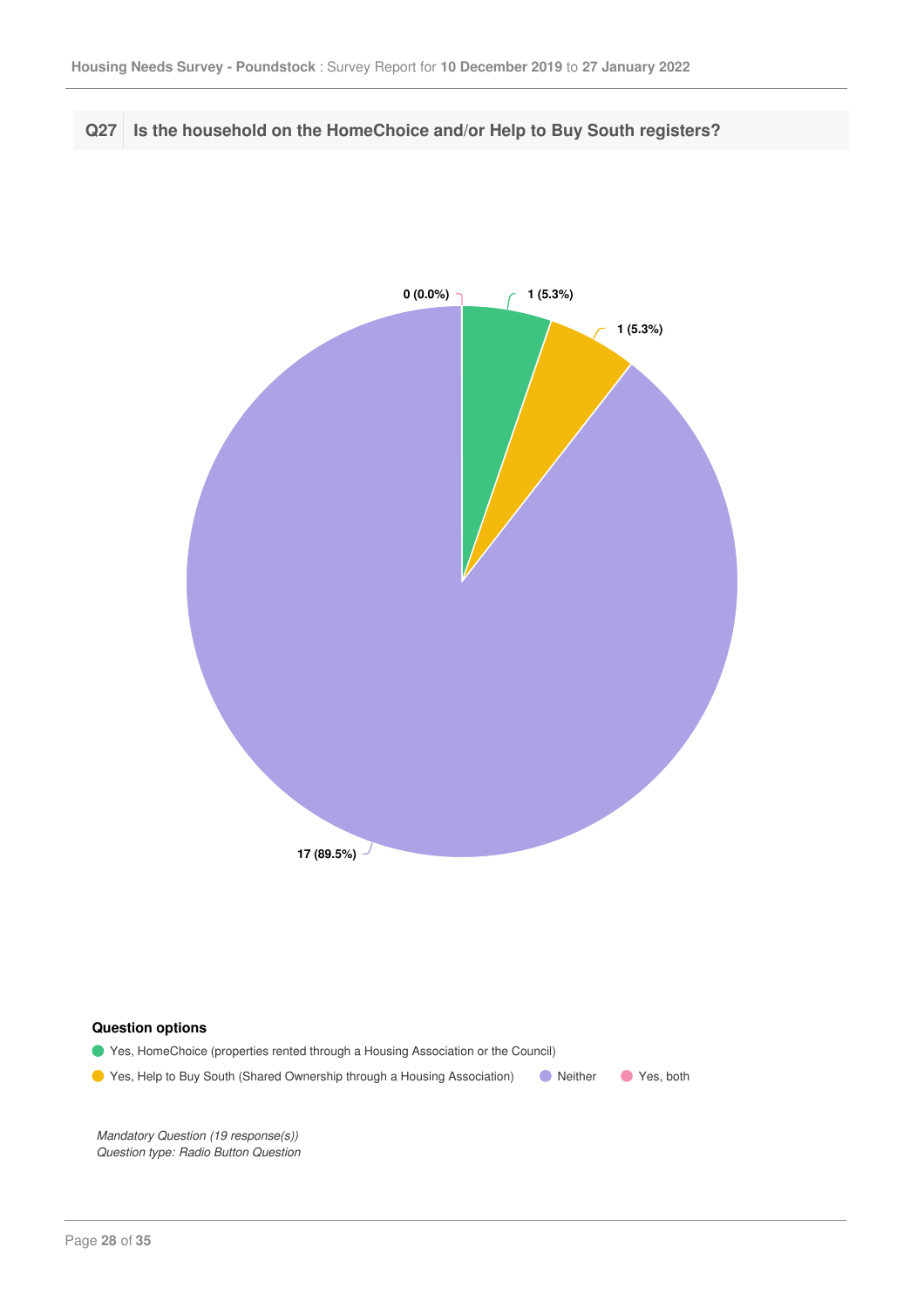## Q27 Is the household on the HomeChoice and/or Help to Buy South registers?

0 (0.0%)

1 (5.3%)

1 (5.3%)

17 (89.5%)

**Question options**

- Yes, HomeChoice (properties rented through a Housing Association or the Council)
- Yes, Help to Buy South (Shared Ownership through a Housing Association)
- Neither
- Yes, both

*Mandatory Question (19 response(s))*
*Question type: Radio Button Question*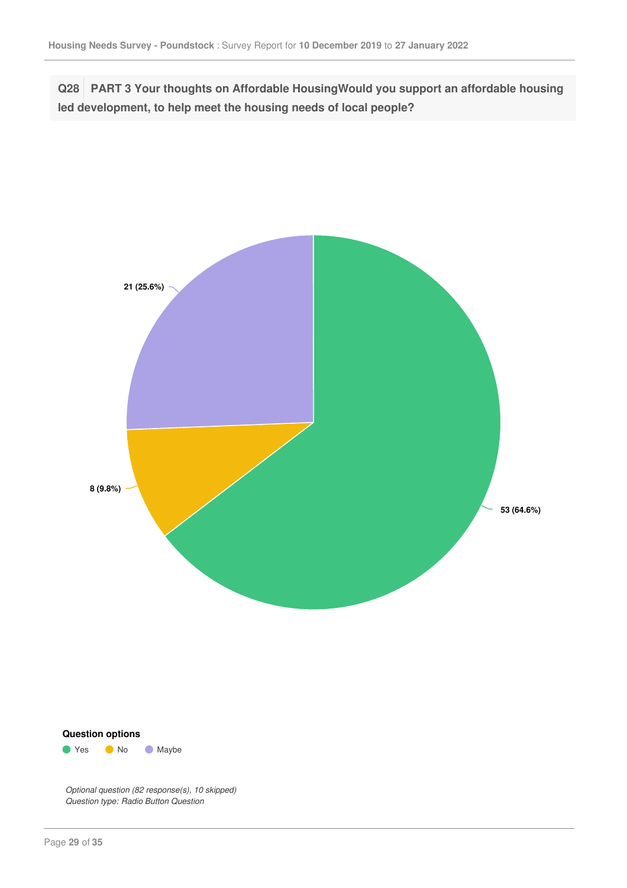**Q28 PART 3 Your thoughts on Affordable HousingWould you support an affordable housing led development, to help meet the housing needs of local people?**

21 (25.6%)

8 (9.8%)

53 (64.6%)

**Question options**

- Yes
- No
- Maybe

*Optional question (82 response(s), 10 skipped)*
*Question type: Radio Button Question*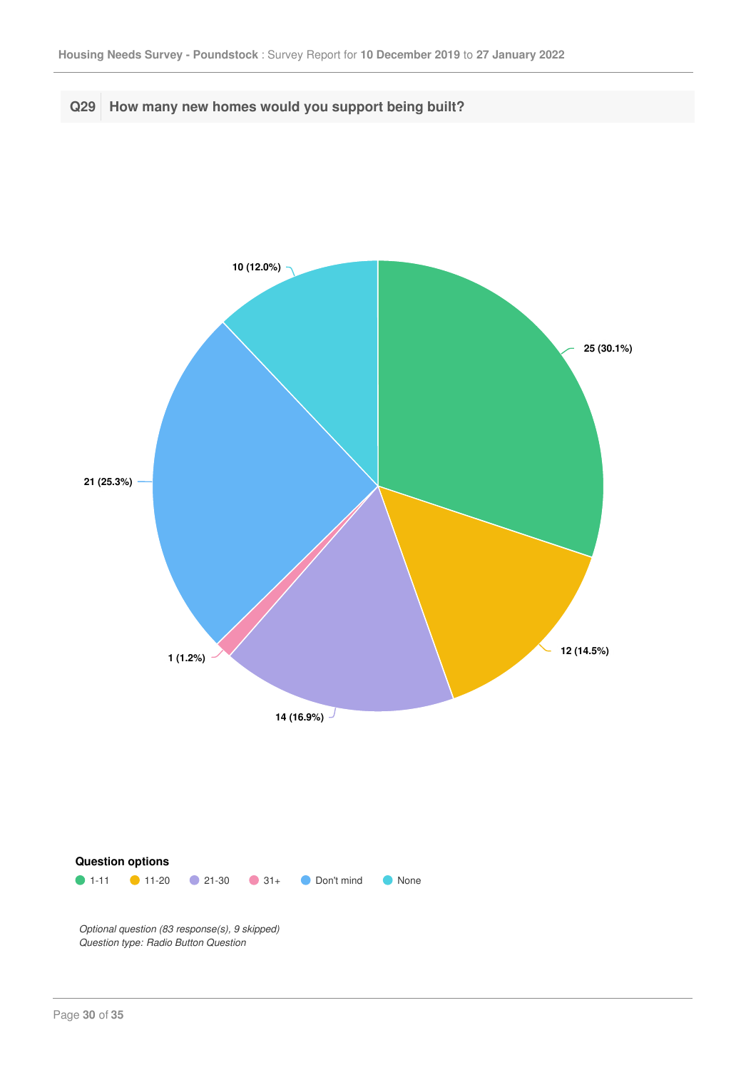## Q29 How many new homes would you support being built?

| Question options | Responses |
| --- | --- |
| 1-11 | 25 (30.1%) |
| 11-20 | 12 (14.5%) |
| 21-30 | 14 (16.9%) |
| 31+ | 1 (1.2%) |
| Don't mind | 21 (25.3%) |
| None | 10 (12.0%) |

*Optional question (83 response(s), 9 skipped)*
*Question type: Radio Button Question*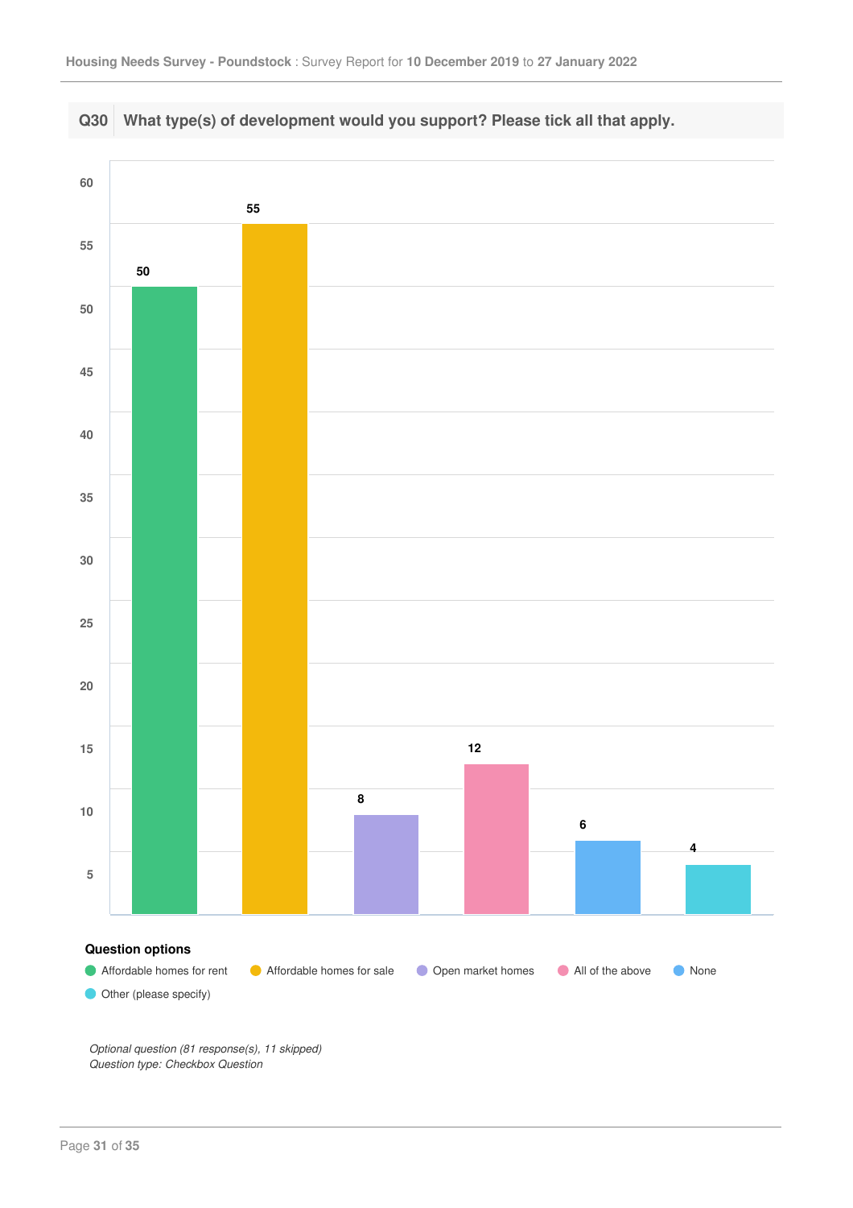## Q30 What type(s) of development would you support? Please tick all that apply.

| Question options | Responses |
| --- | --- |
| Affordable homes for rent | 50 |
| Affordable homes for sale | 55 |
| Open market homes | 8 |
| All of the above | 12 |
| None | 6 |
| Other (please specify) | 4 |

*Optional question (81 response(s), 11 skipped)*
*Question type: Checkbox Question*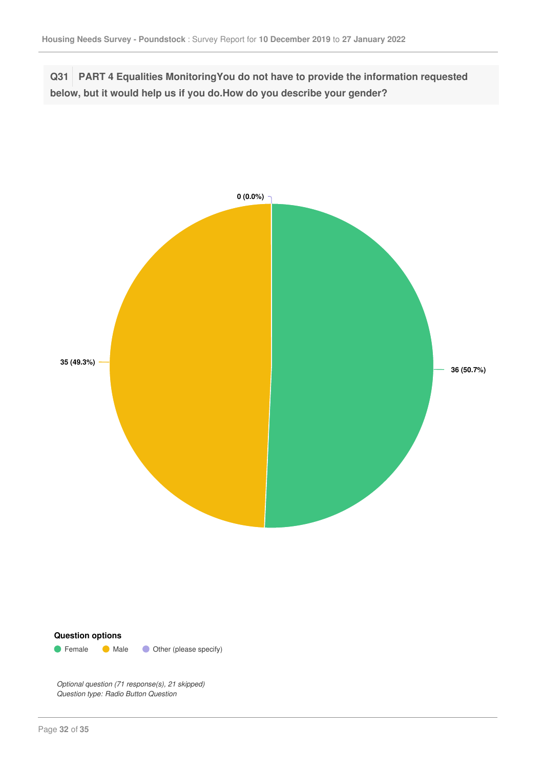**Q31** **PART 4 Equalities MonitoringYou do not have to provide the information requested below, but it would help us if you do.How do you describe your gender?**

0 (0.0%)

35 (49.3%)

36 (50.7%)

**Question options**

- Female
- Male
- Other (please specify)

*Optional question (71 response(s), 21 skipped)*
*Question type: Radio Button Question*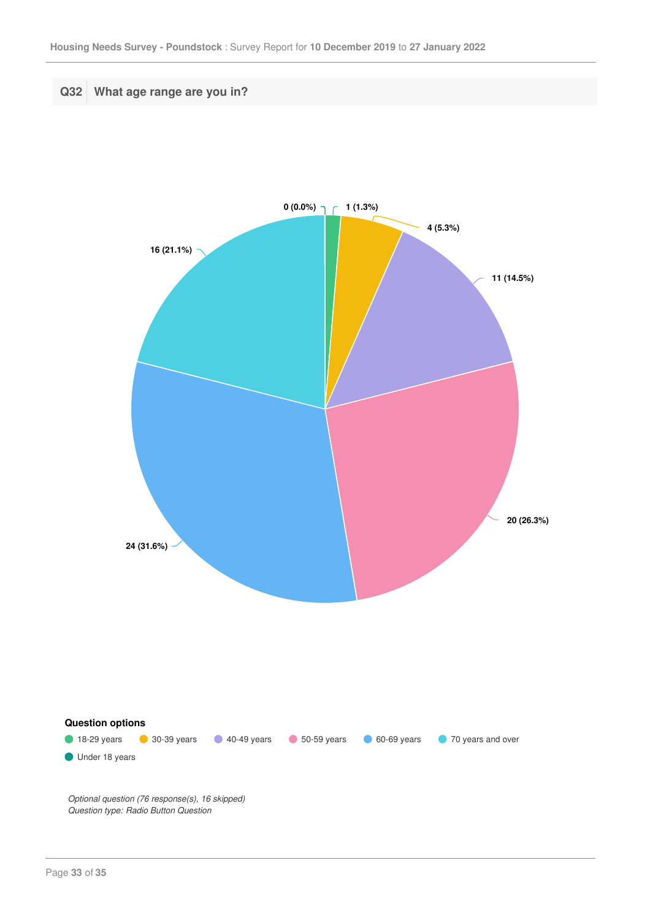## Q32 What age range are you in?

| Option | Count | Percentage |
|---|---|---|
| Under 18 years | 0 | 0.0% |
| 18-29 years | 1 | 1.3% |
| 30-39 years | 4 | 5.3% |
| 40-49 years | 11 | 14.5% |
| 50-59 years | 20 | 26.3% |
| 60-69 years | 24 | 31.6% |
| 70 years and over | 16 | 21.1% |

**Question options**

- 18-29 years
- 30-39 years
- 40-49 years
- 50-59 years
- 60-69 years
- 70 years and over
- Under 18 years

*Optional question (76 response(s), 16 skipped)*
*Question type: Radio Button Question*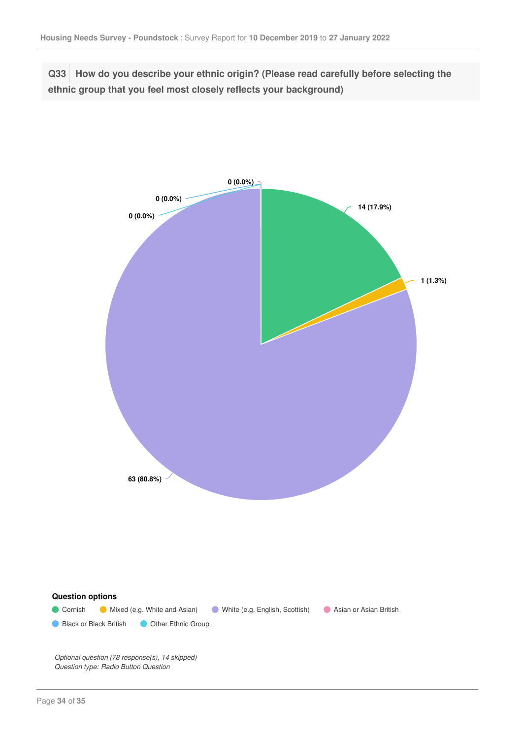**Q33** How do you describe your ethnic origin? (Please read carefully before selecting the ethnic group that you feel most closely reflects your background)

| Option | Responses |
| --- | --- |
| Cornish | 14 (17.9%) |
| Mixed (e.g. White and Asian) | 1 (1.3%) |
| White (e.g. English, Scottish) | 63 (80.8%) |
| Asian or Asian British | 0 (0.0%) |
| Black or Black British | 0 (0.0%) |
| Other Ethnic Group | 0 (0.0%) |

**Question options**

Cornish · Mixed (e.g. White and Asian) · White (e.g. English, Scottish) · Asian or Asian British · Black or Black British · Other Ethnic Group

*Optional question (78 response(s), 14 skipped)*
*Question type: Radio Button Question*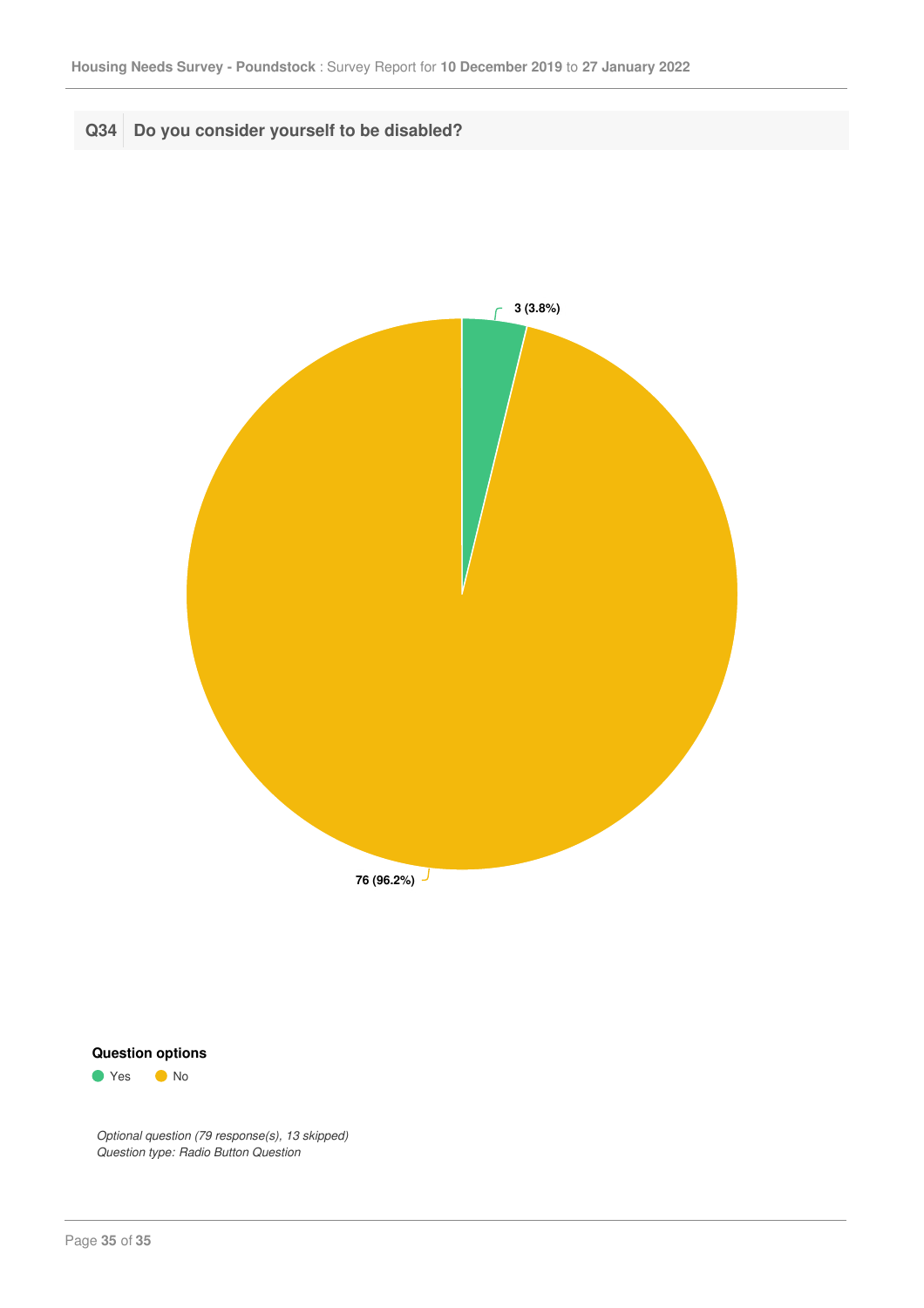## Q34 Do you consider yourself to be disabled?

3 (3.8%)

76 (96.2%)

**Question options**

Yes
No

*Optional question (79 response(s), 13 skipped)*
*Question type: Radio Button Question*